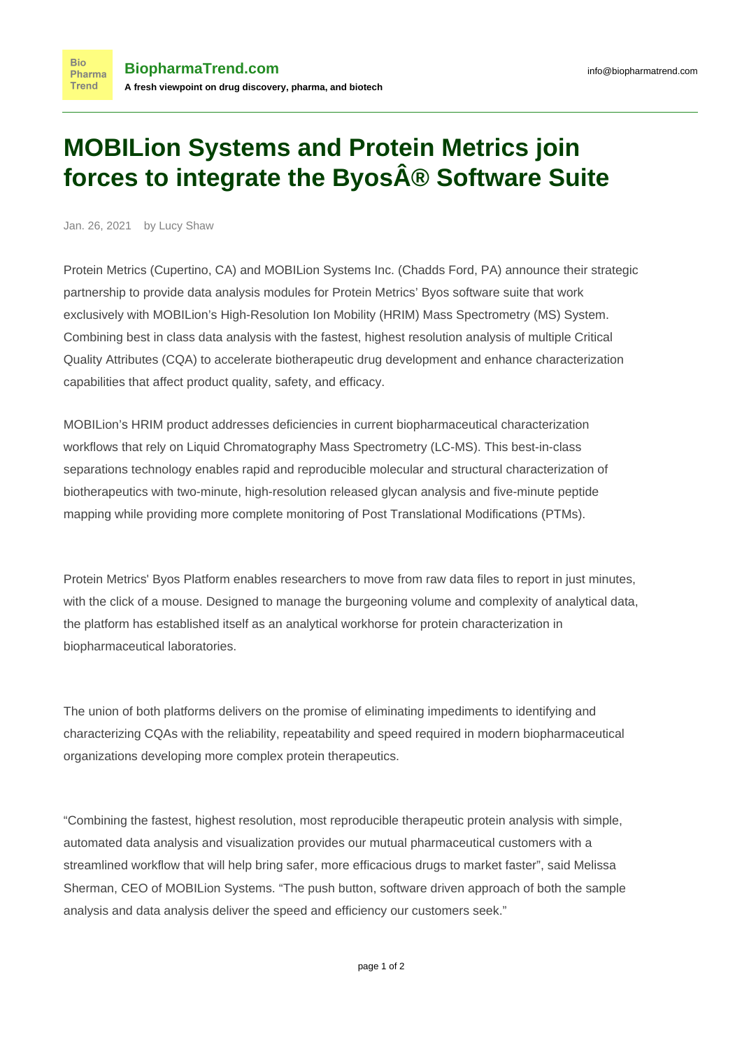# MOBILion Systems and Protein Metrics join forces to integrate the ByosÂ® Software Suite

Jan. 26, 2021 by Lucy Shaw

Protein Metrics (Cupertino, CA) and MOBILion Systems Inc. (Chadds Ford, PA) announce their strategic partnership to provide data analysis modules for Protein Metrics' Byos software suite that work exclusively with MOBILion's High-Resolution Ion Mobility (HRIM) Mass Spectrometry (MS) System. Combining best in class data analysis with the fastest, highest resolution analysis of multiple Critical Quality Attributes (CQA) to accelerate biotherapeutic drug development and enhance characterization capabilities that affect product quality, safety, and efficacy.

MOBILion's HRIM product addresses deficiencies in current biopharmaceutical characterization workflows that rely on Liquid Chromatography Mass Spectrometry (LC-MS). This best-in-class separations technology enables rapid and reproducible molecular and structural characterization of biotherapeutics with two-minute, high-resolution released glycan analysis and five-minute peptide mapping while providing more complete monitoring of Post Translational Modifications (PTMs).

Protein Metrics' Byos Platform enables researchers to move from raw data files to report in just minutes, with the click of a mouse. Designed to manage the burgeoning volume and complexity of analytical data, the platform has established itself as an analytical workhorse for protein characterization in biopharmaceutical laboratories.

The union of both platforms delivers on the promise of eliminating impediments to identifying and characterizing CQAs with the reliability, repeatability and speed required in modern biopharmaceutical organizations developing more complex protein therapeutics.

“Combining the fastest, highest resolution, most reproducible therapeutic protein analysis with simple, automated data analysis and visualization provides our mutual pharmaceutical customers with a streamlined workflow that will help bring safer, more efficacious drugs to market faster”, said Melissa Sherman, CEO of MOBILion Systems. “The push button, software driven approach of both the sample analysis and data analysis deliver the speed and efficiency our customers seek.”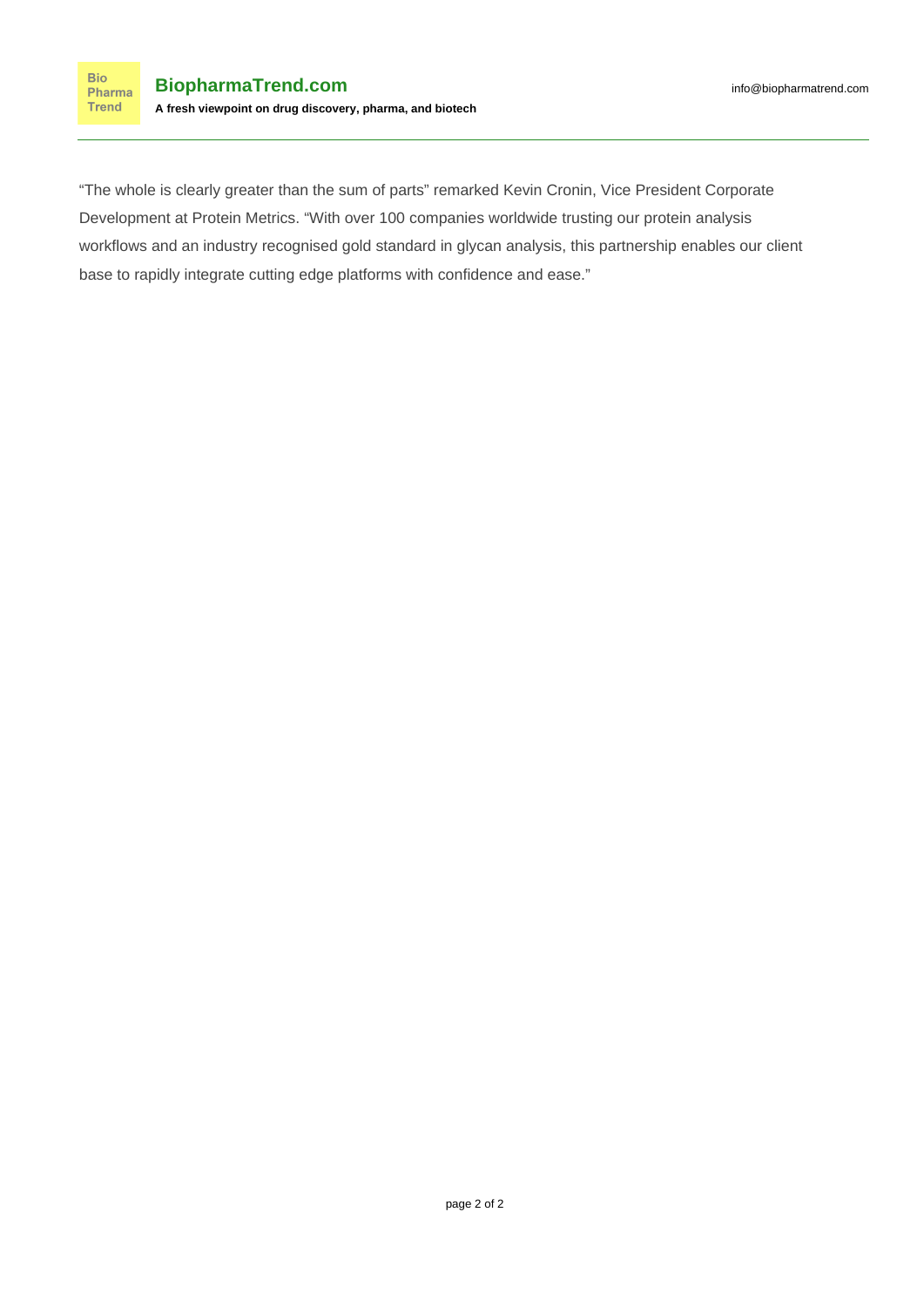“The whole is clearly greater than the sum of parts” remarked Kevin Cronin, Vice President Corporate Development at Protein Metrics. “With over 100 companies worldwide trusting our protein analysis workflows and an industry recognised gold standard in glycan analysis, this partnership enables our client base to rapidly integrate cutting edge platforms with confidence and ease.”